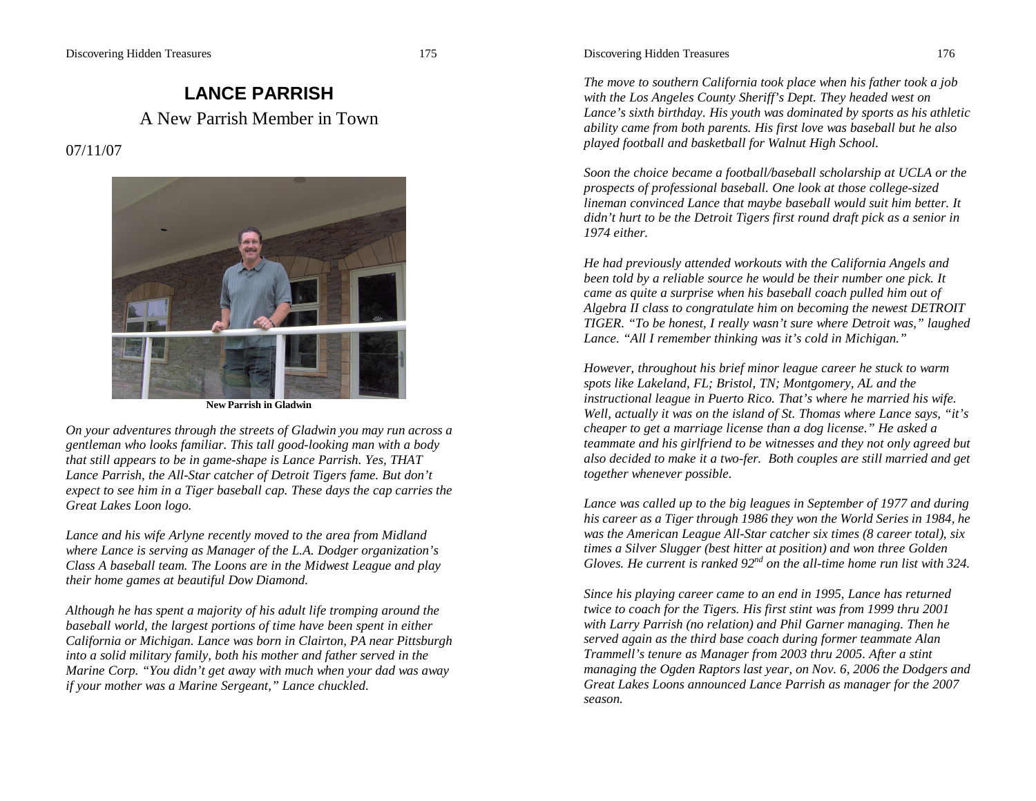# LANCE PARRISH

## A New Parrish Member in Town

07/11/07

**New Parrish in Gladwin**

*On your adventures through the streets of Gladwin you may run across a gentleman who looks familiar. This tall good-looking man with a body that still appears to be in game-shape is Lance Parrish. Yes, THAT Lance Parrish, the All-Star catcher of Detroit Tigers fame. But don't expect to see him in a Tiger baseball cap. These days the cap carries the Great Lakes Loon logo.*

*Lance and his wife Arlyne recently moved to the area from Midland where Lance is serving as Manager of the L.A. Dodger organization's Class A baseball team. The Loons are in the Midwest League and play their home games at beautiful Dow Diamond.*

*Although he has spent a majority of his adult life tromping around the baseball world, the largest portions of time have been spent in either California or Michigan. Lance was born in Clairton, PA near Pittsburgh into a solid military family, both his mother and father served in the Marine Corp. "You didn't get away with much when your dad was away if your mother was a Marine Sergeant," Lance chuckled.*

*The move to southern California took place when his father took a job with the Los Angeles County Sheriff's Dept. They headed west on Lance's sixth birthday. His youth was dominated by sports as his athletic ability came from both parents. His first love was baseball but he also played football and basketball for Walnut High School.*

*Soon the choice became a football/baseball scholarship at UCLA or the prospects of professional baseball. One look at those college-sized lineman convinced Lance that maybe baseball would suit him better. It didn't hurt to be the Detroit Tigers first round draft pick as a senior in 1974 either.*

*He had previously attended workouts with the California Angels and been told by a reliable source he would be their number one pick. It came as quite a surprise when his baseball coach pulled him out of Algebra II class to congratulate him on becoming the newest DETROIT TIGER. "To be honest, I really wasn't sure where Detroit was," laughed Lance. "All I remember thinking was it's cold in Michigan."*

*However, throughout his brief minor league career he stuck to warm spots like Lakeland, FL; Bristol, TN; Montgomery, AL and the instructional league in Puerto Rico. That's where he married his wife. Well, actually it was on the island of St. Thomas where Lance says, "it's cheaper to get a marriage license than a dog license." He asked a teammate and his girlfriend to be witnesses and they not only agreed but also decided to make it a two-fer. Both couples are still married and get together whenever possible.*

*Lance was called up to the big leagues in September of 1977 and during his career as a Tiger through 1986 they won the World Series in 1984, he was the American League All-Star catcher six times (8 career total), six times a Silver Slugger (best hitter at position) and won three Golden Gloves. He current is ranked 92nd on the all-time home run list with 324.*

*Since his playing career came to an end in 1995, Lance has returned twice to coach for the Tigers. His first stint was from 1999 thru 2001 with Larry Parrish (no relation) and Phil Garner managing. Then he served again as the third base coach during former teammate Alan Trammell's tenure as Manager from 2003 thru 2005. After a stint managing the Ogden Raptors last year, on Nov. 6, 2006 the Dodgers and Great Lakes Loons announced Lance Parrish as manager for the 2007 season.*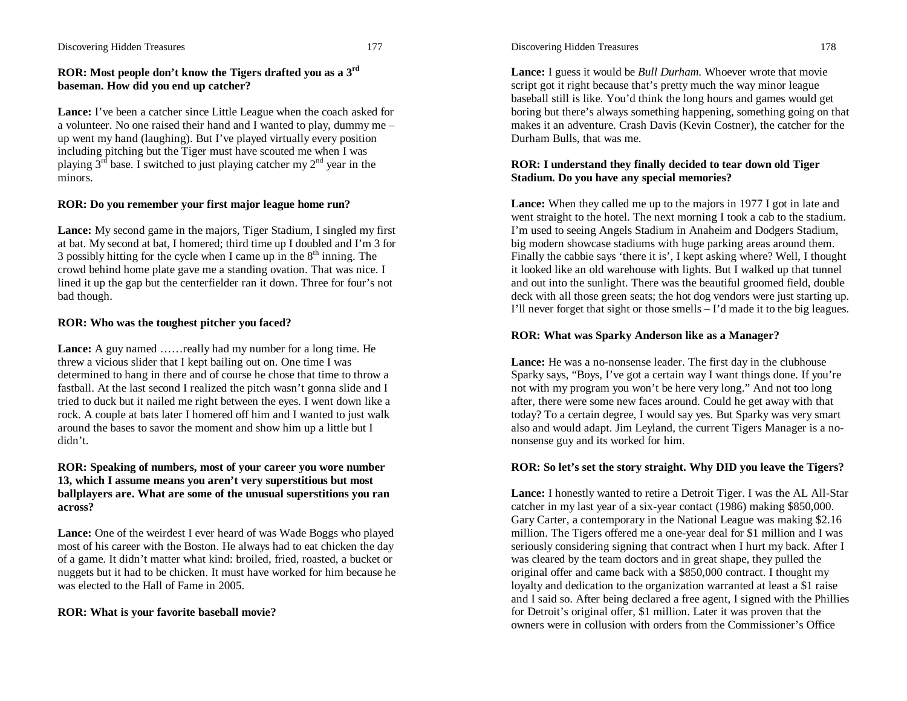**ROR: Most people don't know the Tigers drafted you as a 3rd baseman. How did you end up catcher?**

**Lance:** I've been a catcher since Little League when the coach asked for a volunteer. No one raised their hand and I wanted to play, dummy me – up went my hand (laughing). But I've played virtually every position including pitching but the Tiger must have scouted me when I was playing 3rd base. I switched to just playing catcher my 2nd year in the minors.

**ROR: Do you remember your first major league home run?**

**Lance:** My second game in the majors, Tiger Stadium, I singled my first at bat. My second at bat, I homered; third time up I doubled and I'm 3 for 3 possibly hitting for the cycle when I came up in the 8th inning. The crowd behind home plate gave me a standing ovation. That was nice. I lined it up the gap but the centerfielder ran it down. Three for four's not bad though.

**ROR: Who was the toughest pitcher you faced?**

**Lance:** A guy named ……really had my number for a long time. He threw a vicious slider that I kept bailing out on. One time I was determined to hang in there and of course he chose that time to throw a fastball. At the last second I realized the pitch wasn't gonna slide and I tried to duck but it nailed me right between the eyes. I went down like a rock. A couple at bats later I homered off him and I wanted to just walk around the bases to savor the moment and show him up a little but I didn't.

**ROR: Speaking of numbers, most of your career you wore number 13, which I assume means you aren't very superstitious but most ballplayers are. What are some of the unusual superstitions you ran across?**

**Lance:** One of the weirdest I ever heard of was Wade Boggs who played most of his career with the Boston. He always had to eat chicken the day of a game. It didn't matter what kind: broiled, fried, roasted, a bucket or nuggets but it had to be chicken. It must have worked for him because he was elected to the Hall of Fame in 2005.

**ROR: What is your favorite baseball movie?**

**Lance:** I guess it would be *Bull Durham*. Whoever wrote that movie script got it right because that's pretty much the way minor league baseball still is like. You'd think the long hours and games would get boring but there's always something happening, something going on that makes it an adventure. Crash Davis (Kevin Costner), the catcher for the Durham Bulls, that was me.

**ROR: I understand they finally decided to tear down old Tiger Stadium. Do you have any special memories?**

**Lance:** When they called me up to the majors in 1977 I got in late and went straight to the hotel. The next morning I took a cab to the stadium. I'm used to seeing Angels Stadium in Anaheim and Dodgers Stadium, big modern showcase stadiums with huge parking areas around them. Finally the cabbie says 'there it is', I kept asking where? Well, I thought it looked like an old warehouse with lights. But I walked up that tunnel and out into the sunlight. There was the beautiful groomed field, double deck with all those green seats; the hot dog vendors were just starting up. I'll never forget that sight or those smells – I'd made it to the big leagues.

**ROR: What was Sparky Anderson like as a Manager?**

**Lance:** He was a no-nonsense leader. The first day in the clubhouse Sparky says, "Boys, I've got a certain way I want things done. If you're not with my program you won't be here very long." And not too long after, there were some new faces around. Could he get away with that today? To a certain degree, I would say yes. But Sparky was very smart also and would adapt. Jim Leyland, the current Tigers Manager is a no-nonsense guy and its worked for him.

**ROR: So let's set the story straight. Why DID you leave the Tigers?**

**Lance:** I honestly wanted to retire a Detroit Tiger. I was the AL All-Star catcher in my last year of a six-year contact (1986) making $850,000. Gary Carter, a contemporary in the National League was making $2.16 million. The Tigers offered me a one-year deal for $1 million and I was seriously considering signing that contract when I hurt my back. After I was cleared by the team doctors and in great shape, they pulled the original offer and came back with a $850,000 contract. I thought my loyalty and dedication to the organization warranted at least a $1 raise and I said so. After being declared a free agent, I signed with the Phillies for Detroit's original offer, $1 million. Later it was proven that the owners were in collusion with orders from the Commissioner's Office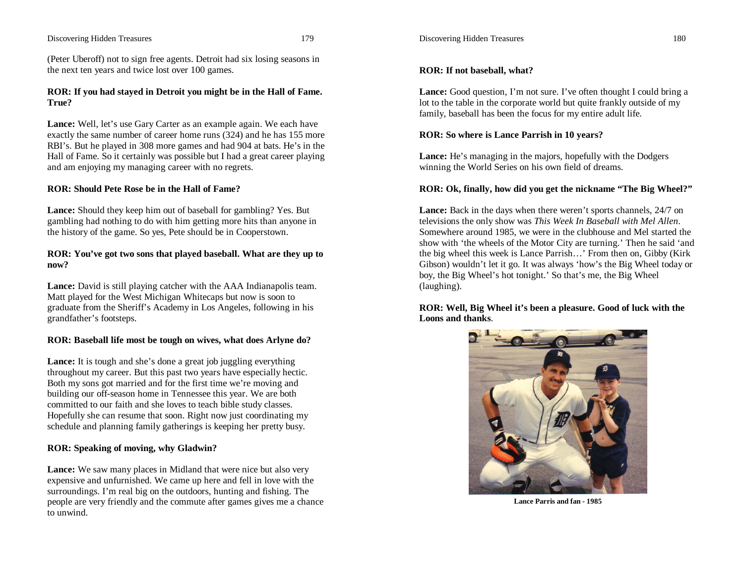(Peter Uberoff) not to sign free agents. Detroit had six losing seasons in the next ten years and twice lost over 100 games.

**ROR: If you had stayed in Detroit you might be in the Hall of Fame. True?**

**Lance:** Well, let's use Gary Carter as an example again. We each have exactly the same number of career home runs (324) and he has 155 more RBI's. But he played in 308 more games and had 904 at bats. He's in the Hall of Fame. So it certainly was possible but I had a great career playing and am enjoying my managing career with no regrets.

**ROR: Should Pete Rose be in the Hall of Fame?**

**Lance:** Should they keep him out of baseball for gambling? Yes. But gambling had nothing to do with him getting more hits than anyone in the history of the game. So yes, Pete should be in Cooperstown.

**ROR: You've got two sons that played baseball. What are they up to now?**

**Lance:** David is still playing catcher with the AAA Indianapolis team. Matt played for the West Michigan Whitecaps but now is soon to graduate from the Sheriff's Academy in Los Angeles, following in his grandfather's footsteps.

**ROR: Baseball life most be tough on wives, what does Arlyne do?**

**Lance:** It is tough and she's done a great job juggling everything throughout my career. But this past two years have especially hectic. Both my sons got married and for the first time we're moving and building our off-season home in Tennessee this year. We are both committed to our faith and she loves to teach bible study classes. Hopefully she can resume that soon. Right now just coordinating my schedule and planning family gatherings is keeping her pretty busy.

**ROR: Speaking of moving, why Gladwin?**

**Lance:** We saw many places in Midland that were nice but also very expensive and unfurnished. We came up here and fell in love with the surroundings. I'm real big on the outdoors, hunting and fishing. The people are very friendly and the commute after games gives me a chance to unwind.

**ROR: If not baseball, what?**

**Lance:** Good question, I'm not sure. I've often thought I could bring a lot to the table in the corporate world but quite frankly outside of my family, baseball has been the focus for my entire adult life.

**ROR: So where is Lance Parrish in 10 years?**

**Lance:** He's managing in the majors, hopefully with the Dodgers winning the World Series on his own field of dreams.

**ROR: Ok, finally, how did you get the nickname "The Big Wheel?"**

**Lance:** Back in the days when there weren't sports channels, 24/7 on televisions the only show was *This Week In Baseball with Mel Allen*. Somewhere around 1985, we were in the clubhouse and Mel started the show with 'the wheels of the Motor City are turning.' Then he said 'and the big wheel this week is Lance Parrish…' From then on, Gibby (Kirk Gibson) wouldn't let it go. It was always 'how's the Big Wheel today or boy, the Big Wheel's hot tonight.' So that's me, the Big Wheel (laughing).

**ROR: Well, Big Wheel it's been a pleasure. Good of luck with the Loons and thanks**.

**Lance Parris and fan - 1985**